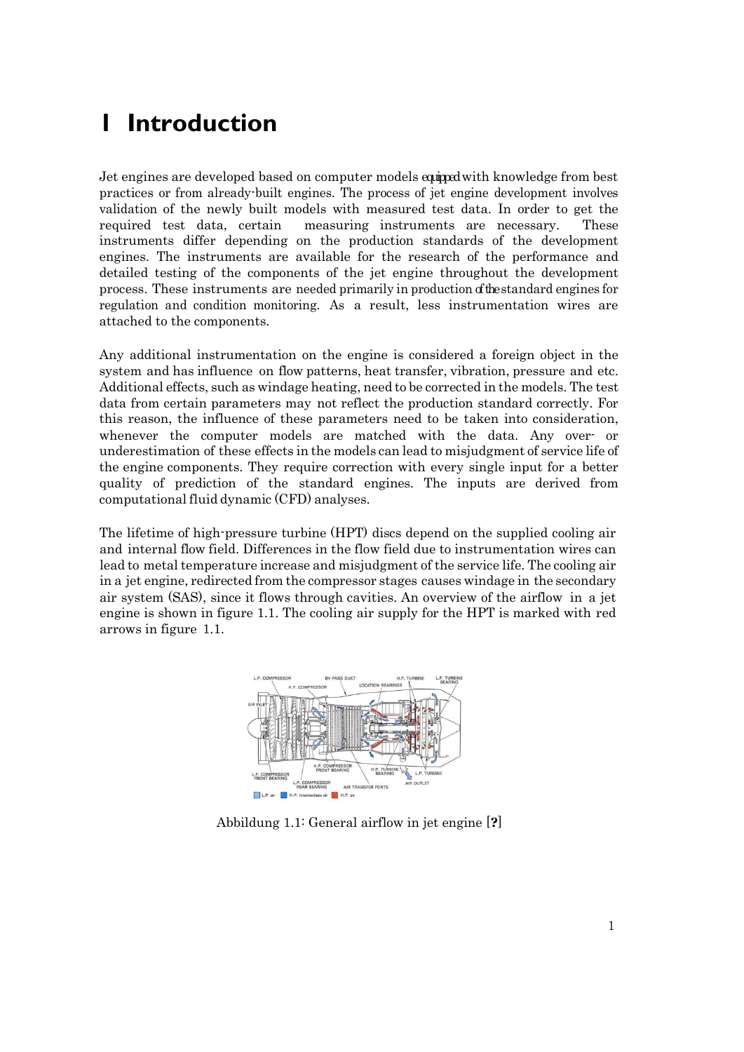# 1 Introduction

Jet engines are developed based on computer models equipped with knowledge from best practices or from already-built engines. The process of jet engine development involves validation of the newly built models with measured test data. In order to get the required test data, certain measuring instruments are necessary. These instruments differ depending on the production standards of the development engines. The instruments are available for the research of the performance and detailed testing of the components of the jet engine throughout the development process. These instruments are needed primarily in production of the standard engines for regulation and condition monitoring. As a result, less instrumentation wires are attached to the components.

Any additional instrumentation on the engine is considered a foreign object in the system and has influence on flow patterns, heat transfer, vibration, pressure and etc. Additional effects, such as windage heating, need to be corrected in the models. The test data from certain parameters may not reflect the production standard correctly. For this reason, the influence of these parameters need to be taken into consideration, whenever the computer models are matched with the data. Any over- or underestimation of these effects in the models can lead to misjudgment of service life of the engine components. They require correction with every single input for a better quality of prediction of the standard engines. The inputs are derived from computational fluid dynamic (CFD) analyses.

The lifetime of high-pressure turbine (HPT) discs depend on the supplied cooling air and internal flow field. Differences in the flow field due to instrumentation wires can lead to metal temperature increase and misjudgment of the service life. The cooling air in a jet engine, redirected from the compressor stages causes windage in the secondary air system (SAS), since it flows through cavities. An overview of the airflow in a jet engine is shown in figure 1.1. The cooling air supply for the HPT is marked with red arrows in figure 1.1.

Abbildung 1.1: General airflow in jet engine [?]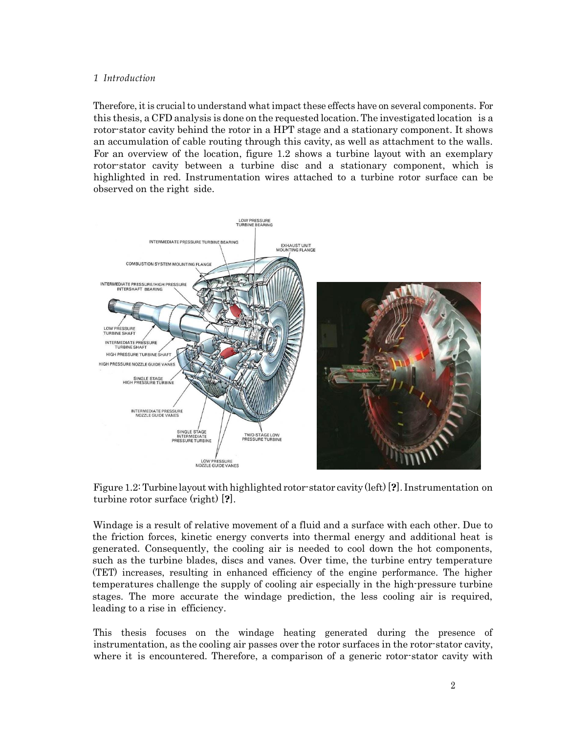Therefore, it is crucial to understand what impact these effects have on several components. For this thesis, a CFD analysis is done on the requested location. The investigated location is a rotor-stator cavity behind the rotor in a HPT stage and a stationary component. It shows an accumulation of cable routing through this cavity, as well as attachment to the walls. For an overview of the location, figure 1.2 shows a turbine layout with an exemplary rotor-stator cavity between a turbine disc and a stationary component, which is highlighted in red. Instrumentation wires attached to a turbine rotor surface can be observed on the right side.

Figure 1.2: Turbine layout with highlighted rotor-stator cavity (left) [?]. Instrumentation on turbine rotor surface (right) [?].

Windage is a result of relative movement of a fluid and a surface with each other. Due to the friction forces, kinetic energy converts into thermal energy and additional heat is generated. Consequently, the cooling air is needed to cool down the hot components, such as the turbine blades, discs and vanes. Over time, the turbine entry temperature (TET) increases, resulting in enhanced efficiency of the engine performance. The higher temperatures challenge the supply of cooling air especially in the high-pressure turbine stages. The more accurate the windage prediction, the less cooling air is required, leading to a rise in efficiency.

This thesis focuses on the windage heating generated during the presence of instrumentation, as the cooling air passes over the rotor surfaces in the rotor-stator cavity, where it is encountered. Therefore, a comparison of a generic rotor-stator cavity with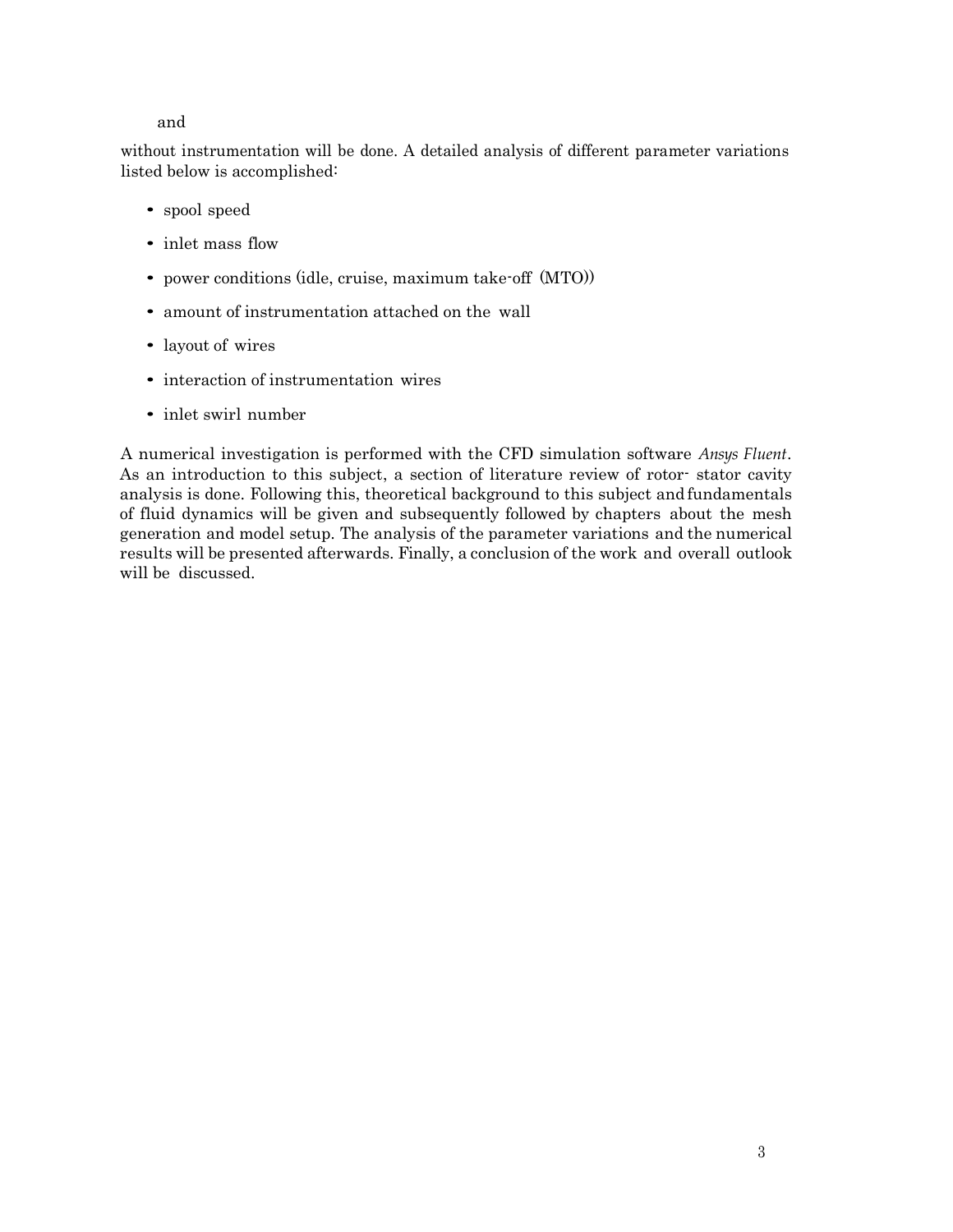and

without instrumentation will be done. A detailed analysis of different parameter variations listed below is accomplished:

- spool speed
- inlet mass flow
- power conditions (idle, cruise, maximum take-off (MTO))
- amount of instrumentation attached on the wall
- layout of wires
- interaction of instrumentation wires
- inlet swirl number

A numerical investigation is performed with the CFD simulation software *Ansys Fluent*. As an introduction to this subject, a section of literature review of rotor- stator cavity analysis is done. Following this, theoretical background to this subject and fundamentals of fluid dynamics will be given and subsequently followed by chapters about the mesh generation and model setup. The analysis of the parameter variations and the numerical results will be presented afterwards. Finally, a conclusion of the work and overall outlook will be discussed.